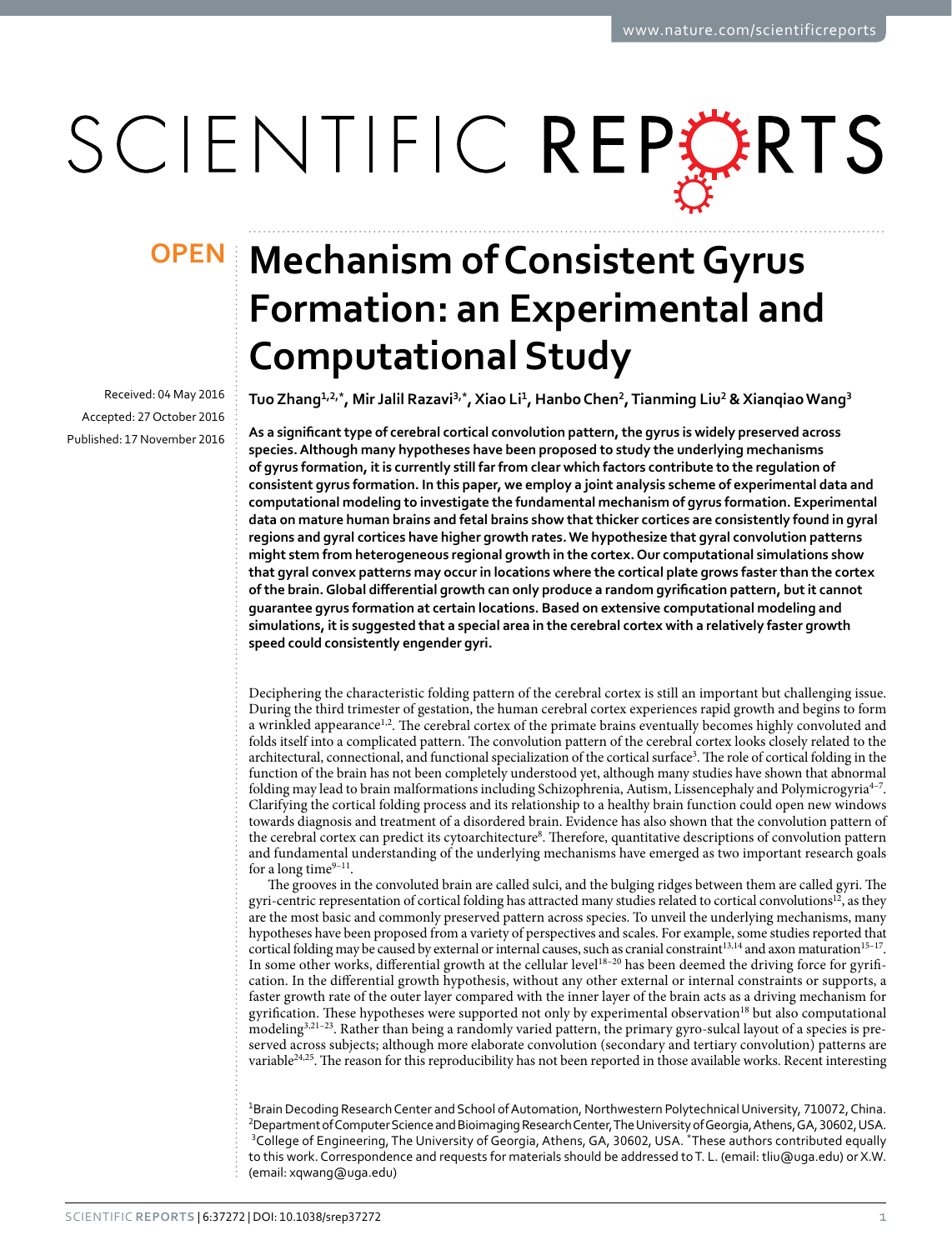OPEN

# Mechanism of Consistent Gyrus Formation: an Experimental and Computational Study

Received: 04 May 2016
Accepted: 27 October 2016
Published: 17 November 2016

**Tuo Zhang[1,2,*], Mir Jalil Razavi[3,*], Xiao Li[1], Hanbo Chen[2], Tianming Liu[2] & Xianqiao Wang[3]**

**As a significant type of cerebral cortical convolution pattern, the gyrus is widely preserved across species. Although many hypotheses have been proposed to study the underlying mechanisms of gyrus formation, it is currently still far from clear which factors contribute to the regulation of consistent gyrus formation. In this paper, we employ a joint analysis scheme of experimental data and computational modeling to investigate the fundamental mechanism of gyrus formation. Experimental data on mature human brains and fetal brains show that thicker cortices are consistently found in gyral regions and gyral cortices have higher growth rates. We hypothesize that gyral convolution patterns might stem from heterogeneous regional growth in the cortex. Our computational simulations show that gyral convex patterns may occur in locations where the cortical plate grows faster than the cortex of the brain. Global differential growth can only produce a random gyrification pattern, but it cannot guarantee gyrus formation at certain locations. Based on extensive computational modeling and simulations, it is suggested that a special area in the cerebral cortex with a relatively faster growth speed could consistently engender gyri.**

Deciphering the characteristic folding pattern of the cerebral cortex is still an important but challenging issue. During the third trimester of gestation, the human cerebral cortex experiences rapid growth and begins to form a wrinkled appearance[1,2]. The cerebral cortex of the primate brains eventually becomes highly convoluted and folds itself into a complicated pattern. The convolution pattern of the cerebral cortex looks closely related to the architectural, connectional, and functional specialization of the cortical surface[3]. The role of cortical folding in the function of the brain has not been completely understood yet, although many studies have shown that abnormal folding may lead to brain malformations including Schizophrenia, Autism, Lissencephaly and Polymicrogyria[4–7]. Clarifying the cortical folding process and its relationship to a healthy brain function could open new windows towards diagnosis and treatment of a disordered brain. Evidence has also shown that the convolution pattern of the cerebral cortex can predict its cytoarchitecture[8]. Therefore, quantitative descriptions of convolution pattern and fundamental understanding of the underlying mechanisms have emerged as two important research goals for a long time[9–11].

The grooves in the convoluted brain are called sulci, and the bulging ridges between them are called gyri. The gyri-centric representation of cortical folding has attracted many studies related to cortical convolutions[12], as they are the most basic and commonly preserved pattern across species. To unveil the underlying mechanisms, many hypotheses have been proposed from a variety of perspectives and scales. For example, some studies reported that cortical folding may be caused by external or internal causes, such as cranial constraint[13,14] and axon maturation[15–17]. In some other works, differential growth at the cellular level[18–20] has been deemed the driving force for gyrification. In the differential growth hypothesis, without any other external or internal constraints or supports, a faster growth rate of the outer layer compared with the inner layer of the brain acts as a driving mechanism for gyrification. These hypotheses were supported not only by experimental observation[18] but also computational modeling[3,21–23]. Rather than being a randomly varied pattern, the primary gyro-sulcal layout of a species is preserved across subjects; although more elaborate convolution (secondary and tertiary convolution) patterns are variable[24,25]. The reason for this reproducibility has not been reported in those available works. Recent interesting

[1]Brain Decoding Research Center and School of Automation, Northwestern Polytechnical University, 710072, China. [2]Department of Computer Science and Bioimaging Research Center, The University of Georgia, Athens, GA, 30602, USA. [3]College of Engineering, The University of Georgia, Athens, GA, 30602, USA. *These authors contributed equally to this work. Correspondence and requests for materials should be addressed to T. L. (email: tliu@uga.edu) or X.W. (email: xqwang@uga.edu)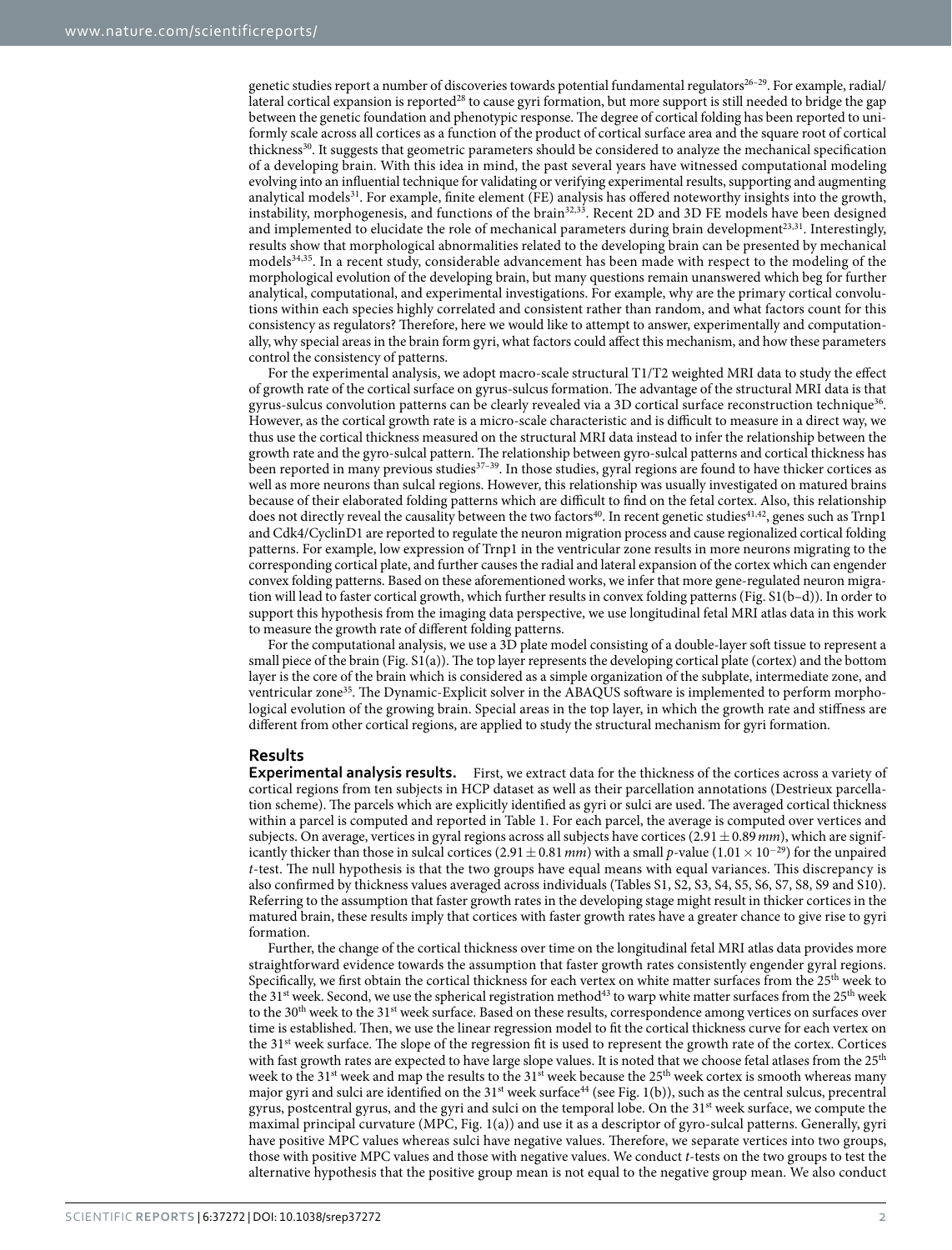genetic studies report a number of discoveries towards potential fundamental regulators[26–29]. For example, radial/lateral cortical expansion is reported[28] to cause gyri formation, but more support is still needed to bridge the gap between the genetic foundation and phenotypic response. The degree of cortical folding has been reported to uniformly scale across all cortices as a function of the product of cortical surface area and the square root of cortical thickness[30]. It suggests that geometric parameters should be considered to analyze the mechanical specification of a developing brain. With this idea in mind, the past several years have witnessed computational modeling evolving into an influential technique for validating or verifying experimental results, supporting and augmenting analytical models[31]. For example, finite element (FE) analysis has offered noteworthy insights into the growth, instability, morphogenesis, and functions of the brain[32,33]. Recent 2D and 3D FE models have been designed and implemented to elucidate the role of mechanical parameters during brain development[23,31]. Interestingly, results show that morphological abnormalities related to the developing brain can be presented by mechanical models[34,35]. In a recent study, considerable advancement has been made with respect to the modeling of the morphological evolution of the developing brain, but many questions remain unanswered which beg for further analytical, computational, and experimental investigations. For example, why are the primary cortical convolutions within each species highly correlated and consistent rather than random, and what factors count for this consistency as regulators? Therefore, here we would like to attempt to answer, experimentally and computationally, why special areas in the brain form gyri, what factors could affect this mechanism, and how these parameters control the consistency of patterns.

For the experimental analysis, we adopt macro-scale structural T1/T2 weighted MRI data to study the effect of growth rate of the cortical surface on gyrus-sulcus formation. The advantage of the structural MRI data is that gyrus-sulcus convolution patterns can be clearly revealed via a 3D cortical surface reconstruction technique[36]. However, as the cortical growth rate is a micro-scale characteristic and is difficult to measure in a direct way, we thus use the cortical thickness measured on the structural MRI data instead to infer the relationship between the growth rate and the gyro-sulcal pattern. The relationship between gyro-sulcal patterns and cortical thickness has been reported in many previous studies[37–39]. In those studies, gyral regions are found to have thicker cortices as well as more neurons than sulcal regions. However, this relationship was usually investigated on matured brains because of their elaborated folding patterns which are difficult to find on the fetal cortex. Also, this relationship does not directly reveal the causality between the two factors[40]. In recent genetic studies[41,42], genes such as Trnp1 and Cdk4/CyclinD1 are reported to regulate the neuron migration process and cause regionalized cortical folding patterns. For example, low expression of Trnp1 in the ventricular zone results in more neurons migrating to the corresponding cortical plate, and further causes the radial and lateral expansion of the cortex which can engender convex folding patterns. Based on these aforementioned works, we infer that more gene-regulated neuron migration will lead to faster cortical growth, which further results in convex folding patterns (Fig. S1(b–d)). In order to support this hypothesis from the imaging data perspective, we use longitudinal fetal MRI atlas data in this work to measure the growth rate of different folding patterns.

For the computational analysis, we use a 3D plate model consisting of a double-layer soft tissue to represent a small piece of the brain (Fig. S1(a)). The top layer represents the developing cortical plate (cortex) and the bottom layer is the core of the brain which is considered as a simple organization of the subplate, intermediate zone, and ventricular zone[35]. The Dynamic-Explicit solver in the ABAQUS software is implemented to perform morphological evolution of the growing brain. Special areas in the top layer, in which the growth rate and stiffness are different from other cortical regions, are applied to study the structural mechanism for gyri formation.

## Results

**Experimental analysis results.** First, we extract data for the thickness of the cortices across a variety of cortical regions from ten subjects in HCP dataset as well as their parcellation annotations (Destrieux parcellation scheme). The parcels which are explicitly identified as gyri or sulci are used. The averaged cortical thickness within a parcel is computed and reported in Table 1. For each parcel, the average is computed over vertices and subjects. On average, vertices in gyral regions across all subjects have cortices ($2.91 \pm 0.89\,mm$), which are significantly thicker than those in sulcal cortices ($2.91 \pm 0.81\,mm$) with a small $p$-value ($1.01 \times 10^{-29}$) for the unpaired $t$-test. The null hypothesis is that the two groups have equal means with equal variances. This discrepancy is also confirmed by thickness values averaged across individuals (Tables S1, S2, S3, S4, S5, S6, S7, S8, S9 and S10). Referring to the assumption that faster growth rates in the developing stage might result in thicker cortices in the matured brain, these results imply that cortices with faster growth rates have a greater chance to give rise to gyri formation.

Further, the change of the cortical thickness over time on the longitudinal fetal MRI atlas data provides more straightforward evidence towards the assumption that faster growth rates consistently engender gyral regions. Specifically, we first obtain the cortical thickness for each vertex on white matter surfaces from the 25th week to the 31st week. Second, we use the spherical registration method[43] to warp white matter surfaces from the 25th week to the 30th week to the 31st week surface. Based on these results, correspondence among vertices on surfaces over time is established. Then, we use the linear regression model to fit the cortical thickness curve for each vertex on the 31st week surface. The slope of the regression fit is used to represent the growth rate of the cortex. Cortices with fast growth rates are expected to have large slope values. It is noted that we choose fetal atlases from the 25th week to the 31st week and map the results to the 31st week because the 25th week cortex is smooth whereas many major gyri and sulci are identified on the 31st week surface[44] (see Fig. 1(b)), such as the central sulcus, precentral gyrus, postcentral gyrus, and the gyri and sulci on the temporal lobe. On the 31st week surface, we compute the maximal principal curvature (MPC, Fig. 1(a)) and use it as a descriptor of gyro-sulcal patterns. Generally, gyri have positive MPC values whereas sulci have negative values. Therefore, we separate vertices into two groups, those with positive MPC values and those with negative values. We conduct $t$-tests on the two groups to test the alternative hypothesis that the positive group mean is not equal to the negative group mean. We also conduct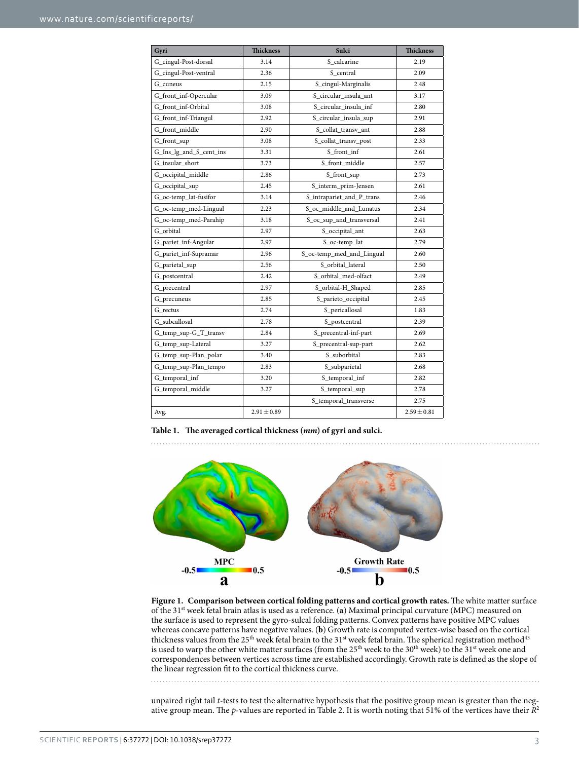| Gyri | Thickness | Sulci | Thickness |
|---|---|---|---|
| G_cingul-Post-dorsal | 3.14 | S_calcarine | 2.19 |
| G_cingul-Post-ventral | 2.36 | S_central | 2.09 |
| G_cuneus | 2.15 | S_cingul-Marginalis | 2.48 |
| G_front_inf-Opercular | 3.09 | S_circular_insula_ant | 3.17 |
| G_front_inf-Orbital | 3.08 | S_circular_insula_inf | 2.80 |
| G_front_inf-Triangul | 2.92 | S_circular_insula_sup | 2.91 |
| G_front_middle | 2.90 | S_collat_transv_ant | 2.88 |
| G_front_sup | 3.08 | S_collat_transv_post | 2.33 |
| G_Ins_lg_and_S_cent_ins | 3.31 | S_front_inf | 2.61 |
| G_insular_short | 3.73 | S_front_middle | 2.57 |
| G_occipital_middle | 2.86 | S_front_sup | 2.73 |
| G_occipital_sup | 2.45 | S_interm_prim-Jensen | 2.61 |
| G_oc-temp_lat-fusifor | 3.14 | S_intrapariet_and_P_trans | 2.46 |
| G_oc-temp_med-Lingual | 2.23 | S_oc_middle_and_Lunatus | 2.34 |
| G_oc-temp_med-Parahip | 3.18 | S_oc_sup_and_transversal | 2.41 |
| G_orbital | 2.97 | S_occipital_ant | 2.63 |
| G_pariet_inf-Angular | 2.97 | S_oc-temp_lat | 2.79 |
| G_pariet_inf-Supramar | 2.96 | S_oc-temp_med_and_Lingual | 2.60 |
| G_parietal_sup | 2.56 | S_orbital_lateral | 2.50 |
| G_postcentral | 2.42 | S_orbital_med-olfact | 2.49 |
| G_precentral | 2.97 | S_orbital-H_Shaped | 2.85 |
| G_precuneus | 2.85 | S_parieto_occipital | 2.45 |
| G_rectus | 2.74 | S_pericallosal | 1.83 |
| G_subcallosal | 2.78 | S_postcentral | 2.39 |
| G_temp_sup-G_T_transv | 2.84 | S_precentral-inf-part | 2.69 |
| G_temp_sup-Lateral | 3.27 | S_precentral-sup-part | 2.62 |
| G_temp_sup-Plan_polar | 3.40 | S_suborbital | 2.83 |
| G_temp_sup-Plan_tempo | 2.83 | S_subparietal | 2.68 |
| G_temporal_inf | 3.20 | S_temporal_inf | 2.82 |
| G_temporal_middle | 3.27 | S_temporal_sup | 2.78 |
| | | S_temporal_transverse | 2.75 |
| Avg. | $2.91 \pm 0.89$ | | $2.59 \pm 0.81$ |

**Table 1. The averaged cortical thickness (*mm*) of gyri and sulci.**

**Figure 1. Comparison between cortical folding patterns and cortical growth rates.** The white matter surface of the 31st week fetal brain atlas is used as a reference. (**a**) Maximal principal curvature (MPC) measured on the surface is used to represent the gyro-sulcal folding patterns. Convex patterns have positive MPC values whereas concave patterns have negative values. (**b**) Growth rate is computed vertex-wise based on the cortical thickness values from the 25th week fetal brain to the 31st week fetal brain. The spherical registration method[43] is used to warp the other white matter surfaces (from the 25th week to the 30th week) to the 31st week one and correspondences between vertices across time are established accordingly. Growth rate is defined as the slope of the linear regression fit to the cortical thickness curve.

unpaired right tail *t*-tests to test the alternative hypothesis that the positive group mean is greater than the negative group mean. The *p*-values are reported in Table 2. It is worth noting that 51% of the vertices have their $R^2$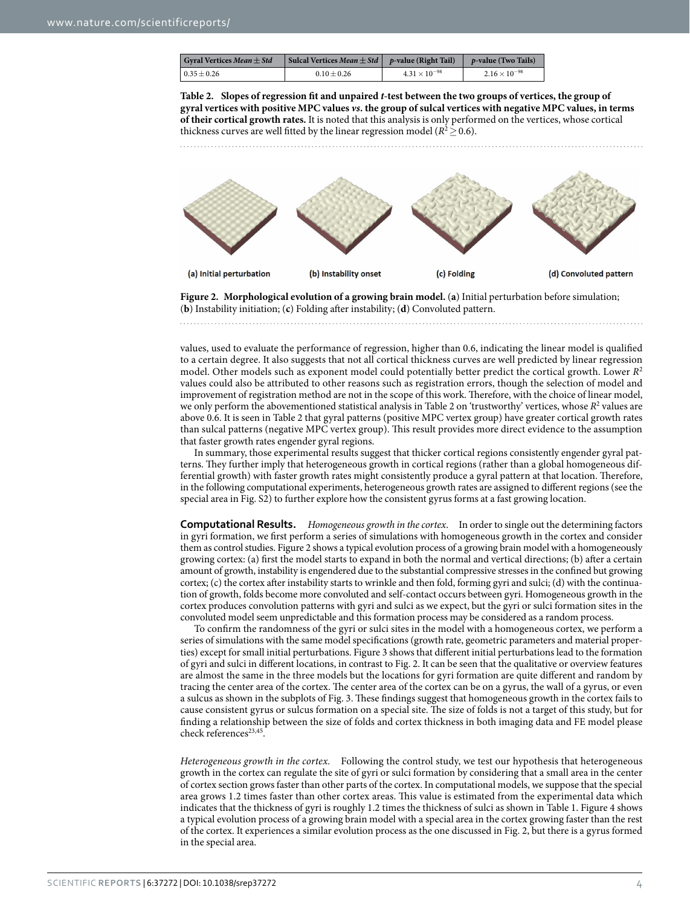| Gyral Vertices *Mean* ± *Std* | Sulcal Vertices *Mean* ± *Std* | *p*-value (Right Tail) | *p*-value (Two Tails) |
|---|---|---|---|
| $0.35 \pm 0.26$ | $0.10 \pm 0.26$ | $4.31 \times 10^{-98}$ | $2.16 \times 10^{-98}$ |

**Table 2. Slopes of regression fit and unpaired *t*-test between the two groups of vertices, the group of gyral vertices with positive MPC values *vs*. the group of sulcal vertices with negative MPC values, in terms of their cortical growth rates.** It is noted that this analysis is only performed on the vertices, whose cortical thickness curves are well fitted by the linear regression model ($R^2 \geq 0.6$).

**Figure 2. Morphological evolution of a growing brain model.** (**a**) Initial perturbation before simulation; (**b**) Instability initiation; (**c**) Folding after instability; (**d**) Convoluted pattern.

values, used to evaluate the performance of regression, higher than 0.6, indicating the linear model is qualified to a certain degree. It also suggests that not all cortical thickness curves are well predicted by linear regression model. Other models such as exponent model could potentially better predict the cortical growth. Lower $R^2$ values could also be attributed to other reasons such as registration errors, though the selection of model and improvement of registration method are not in the scope of this work. Therefore, with the choice of linear model, we only perform the abovementioned statistical analysis in Table 2 on 'trustworthy' vertices, whose $R^2$ values are above 0.6. It is seen in Table 2 that gyral patterns (positive MPC vertex group) have greater cortical growth rates than sulcal patterns (negative MPC vertex group). This result provides more direct evidence to the assumption that faster growth rates engender gyral regions.

In summary, those experimental results suggest that thicker cortical regions consistently engender gyral patterns. They further imply that heterogeneous growth in cortical regions (rather than a global homogeneous differential growth) with faster growth rates might consistently produce a gyral pattern at that location. Therefore, in the following computational experiments, heterogeneous growth rates are assigned to different regions (see the special area in Fig. S2) to further explore how the consistent gyrus forms at a fast growing location.

**Computational Results.** *Homogeneous growth in the cortex*. In order to single out the determining factors in gyri formation, we first perform a series of simulations with homogeneous growth in the cortex and consider them as control studies. Figure 2 shows a typical evolution process of a growing brain model with a homogeneously growing cortex: (a) first the model starts to expand in both the normal and vertical directions; (b) after a certain amount of growth, instability is engendered due to the substantial compressive stresses in the confined but growing cortex; (c) the cortex after instability starts to wrinkle and then fold, forming gyri and sulci; (d) with the continuation of growth, folds become more convoluted and self-contact occurs between gyri. Homogeneous growth in the cortex produces convolution patterns with gyri and sulci as we expect, but the gyri or sulci formation sites in the convoluted model seem unpredictable and this formation process may be considered as a random process.

To confirm the randomness of the gyri or sulci sites in the model with a homogeneous cortex, we perform a series of simulations with the same model specifications (growth rate, geometric parameters and material properties) except for small initial perturbations. Figure 3 shows that different initial perturbations lead to the formation of gyri and sulci in different locations, in contrast to Fig. 2. It can be seen that the qualitative or overview features are almost the same in the three models but the locations for gyri formation are quite different and random by tracing the center area of the cortex. The center area of the cortex can be on a gyrus, the wall of a gyrus, or even a sulcus as shown in the subplots of Fig. 3. These findings suggest that homogeneous growth in the cortex fails to cause consistent gyrus or sulcus formation on a special site. The size of folds is not a target of this study, but for finding a relationship between the size of folds and cortex thickness in both imaging data and FE model please check references[23,45].

*Heterogeneous growth in the cortex.* Following the control study, we test our hypothesis that heterogeneous growth in the cortex can regulate the site of gyri or sulci formation by considering that a small area in the center of cortex section grows faster than other parts of the cortex. In computational models, we suppose that the special area grows 1.2 times faster than other cortex areas. This value is estimated from the experimental data which indicates that the thickness of gyri is roughly 1.2 times the thickness of sulci as shown in Table 1. Figure 4 shows a typical evolution process of a growing brain model with a special area in the cortex growing faster than the rest of the cortex. It experiences a similar evolution process as the one discussed in Fig. 2, but there is a gyrus formed in the special area.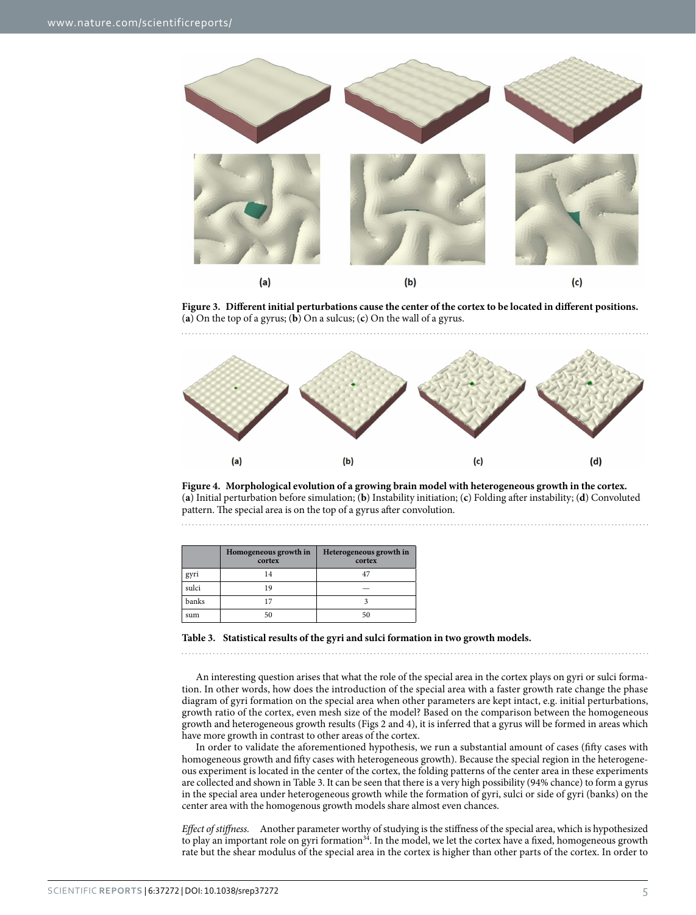**Figure 3. Different initial perturbations cause the center of the cortex to be located in different positions.** (**a**) On the top of a gyrus; (**b**) On a sulcus; (**c**) On the wall of a gyrus.

**Figure 4. Morphological evolution of a growing brain model with heterogeneous growth in the cortex.** (**a**) Initial perturbation before simulation; (**b**) Instability initiation; (**c**) Folding after instability; (**d**) Convoluted pattern. The special area is on the top of a gyrus after convolution.

| | Homogeneous growth in cortex | Heterogeneous growth in cortex |
|---|---|---|
| gyri | 14 | 47 |
| sulci | 19 | — |
| banks | 17 | 3 |
| sum | 50 | 50 |

**Table 3. Statistical results of the gyri and sulci formation in two growth models.**

An interesting question arises that what the role of the special area in the cortex plays on gyri or sulci formation. In other words, how does the introduction of the special area with a faster growth rate change the phase diagram of gyri formation on the special area when other parameters are kept intact, e.g. initial perturbations, growth ratio of the cortex, even mesh size of the model? Based on the comparison between the homogeneous growth and heterogeneous growth results (Figs 2 and 4), it is inferred that a gyrus will be formed in areas which have more growth in contrast to other areas of the cortex.

In order to validate the aforementioned hypothesis, we run a substantial amount of cases (fifty cases with homogeneous growth and fifty cases with heterogeneous growth). Because the special region in the heterogeneous experiment is located in the center of the cortex, the folding patterns of the center area in these experiments are collected and shown in Table 3. It can be seen that there is a very high possibility (94% chance) to form a gyrus in the special area under heterogeneous growth while the formation of gyri, sulci or side of gyri (banks) on the center area with the homogenous growth models share almost even chances.

*Effect of stiffness.* Another parameter worthy of studying is the stiffness of the special area, which is hypothesized to play an important role on gyri formation[34]. In the model, we let the cortex have a fixed, homogeneous growth rate but the shear modulus of the special area in the cortex is higher than other parts of the cortex. In order to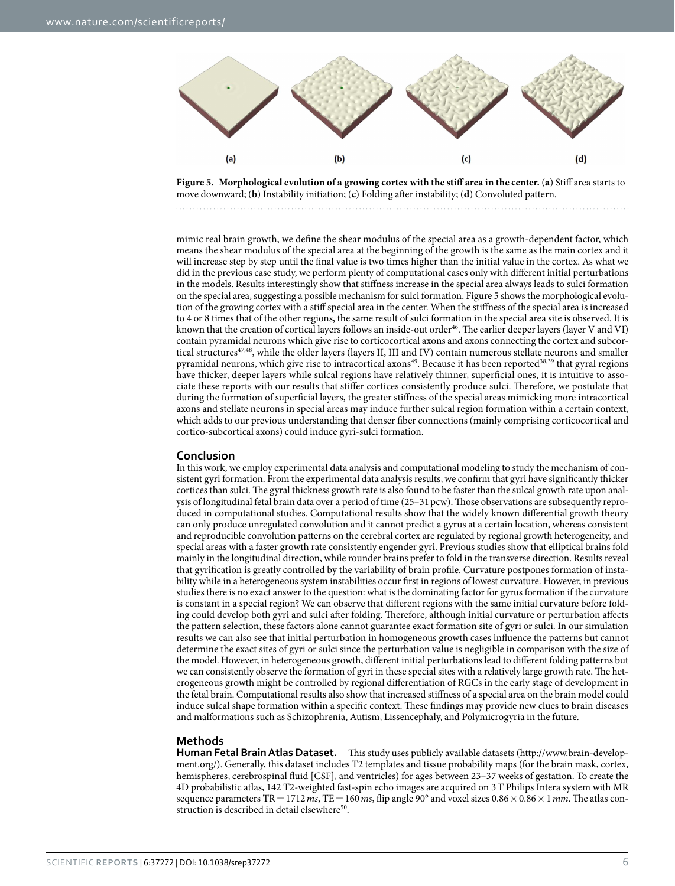**Figure 5. Morphological evolution of a growing cortex with the stiff area in the center.** (**a**) Stiff area starts to move downward; (**b**) Instability initiation; (**c**) Folding after instability; (**d**) Convoluted pattern.

mimic real brain growth, we define the shear modulus of the special area as a growth-dependent factor, which means the shear modulus of the special area at the beginning of the growth is the same as the main cortex and it will increase step by step until the final value is two times higher than the initial value in the cortex. As what we did in the previous case study, we perform plenty of computational cases only with different initial perturbations in the models. Results interestingly show that stiffness increase in the special area always leads to sulci formation on the special area, suggesting a possible mechanism for sulci formation. Figure 5 shows the morphological evolution of the growing cortex with a stiff special area in the center. When the stiffness of the special area is increased to 4 or 8 times that of the other regions, the same result of sulci formation in the special area site is observed. It is known that the creation of cortical layers follows an inside-out order[46]. The earlier deeper layers (layer V and VI) contain pyramidal neurons which give rise to corticocortical axons and axons connecting the cortex and subcortical structures[47,48], while the older layers (layers II, III and IV) contain numerous stellate neurons and smaller pyramidal neurons, which give rise to intracortical axons[49]. Because it has been reported[38,39] that gyral regions have thicker, deeper layers while sulcal regions have relatively thinner, superficial ones, it is intuitive to associate these reports with our results that stiffer cortices consistently produce sulci. Therefore, we postulate that during the formation of superficial layers, the greater stiffness of the special areas mimicking more intracortical axons and stellate neurons in special areas may induce further sulcal region formation within a certain context, which adds to our previous understanding that denser fiber connections (mainly comprising corticocortical and cortico-subcortical axons) could induce gyri-sulci formation.

## Conclusion

In this work, we employ experimental data analysis and computational modeling to study the mechanism of consistent gyri formation. From the experimental data analysis results, we confirm that gyri have significantly thicker cortices than sulci. The gyral thickness growth rate is also found to be faster than the sulcal growth rate upon analysis of longitudinal fetal brain data over a period of time (25–31 pcw). Those observations are subsequently reproduced in computational studies. Computational results show that the widely known differential growth theory can only produce unregulated convolution and it cannot predict a gyrus at a certain location, whereas consistent and reproducible convolution patterns on the cerebral cortex are regulated by regional growth heterogeneity, and special areas with a faster growth rate consistently engender gyri. Previous studies show that elliptical brains fold mainly in the longitudinal direction, while rounder brains prefer to fold in the transverse direction. Results reveal that gyrification is greatly controlled by the variability of brain profile. Curvature postpones formation of instability while in a heterogeneous system instabilities occur first in regions of lowest curvature. However, in previous studies there is no exact answer to the question: what is the dominating factor for gyrus formation if the curvature is constant in a special region? We can observe that different regions with the same initial curvature before folding could develop both gyri and sulci after folding. Therefore, although initial curvature or perturbation affects the pattern selection, these factors alone cannot guarantee exact formation site of gyri or sulci. In our simulation results we can also see that initial perturbation in homogeneous growth cases influence the patterns but cannot determine the exact sites of gyri or sulci since the perturbation value is negligible in comparison with the size of the model. However, in heterogeneous growth, different initial perturbations lead to different folding patterns but we can consistently observe the formation of gyri in these special sites with a relatively large growth rate. The heterogeneous growth might be controlled by regional differentiation of RGCs in the early stage of development in the fetal brain. Computational results also show that increased stiffness of a special area on the brain model could induce sulcal shape formation within a specific context. These findings may provide new clues to brain diseases and malformations such as Schizophrenia, Autism, Lissencephaly, and Polymicrogyria in the future.

## Methods

**Human Fetal Brain Atlas Dataset.** This study uses publicly available datasets (http://www.brain-development.org/). Generally, this dataset includes T2 templates and tissue probability maps (for the brain mask, cortex, hemispheres, cerebrospinal fluid [CSF], and ventricles) for ages between 23–37 weeks of gestation. To create the 4D probabilistic atlas, 142 T2-weighted fast-spin echo images are acquired on 3 T Philips Intera system with MR sequence parameters TR = 1712 *ms*, TE = 160 *ms*, flip angle 90° and voxel sizes $0.86 \times 0.86 \times 1$ *mm*. The atlas construction is described in detail elsewhere[50].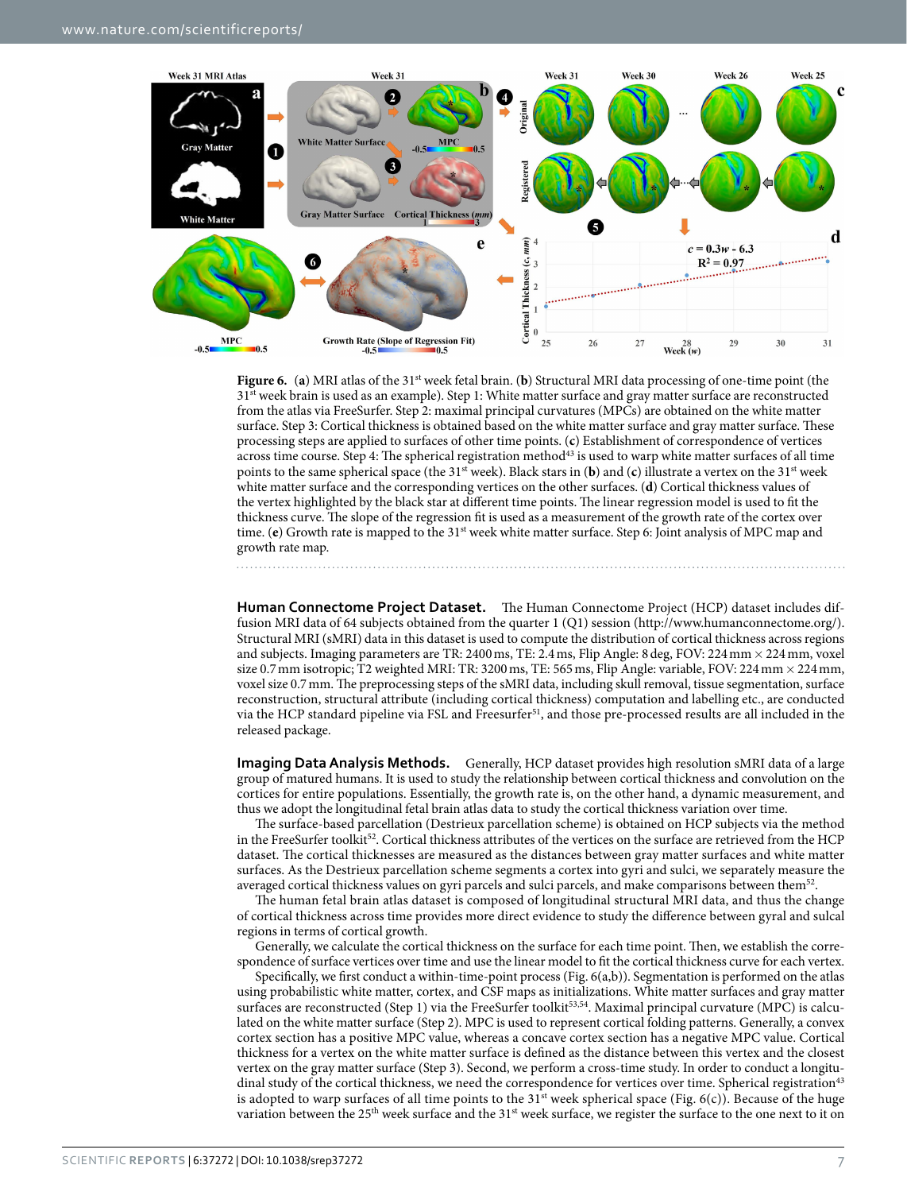**Figure 6.** (**a**) MRI atlas of the 31st week fetal brain. (**b**) Structural MRI data processing of one-time point (the 31st week brain is used as an example). Step 1: White matter surface and gray matter surface are reconstructed from the atlas via FreeSurfer. Step 2: maximal principal curvatures (MPCs) are obtained on the white matter surface. Step 3: Cortical thickness is obtained based on the white matter surface and gray matter surface. These processing steps are applied to surfaces of other time points. (**c**) Establishment of correspondence of vertices across time course. Step 4: The spherical registration method[43] is used to warp white matter surfaces of all time points to the same spherical space (the 31st week). Black stars in (**b**) and (**c**) illustrate a vertex on the 31st week white matter surface and the corresponding vertices on the other surfaces. (**d**) Cortical thickness values of the vertex highlighted by the black star at different time points. The linear regression model is used to fit the thickness curve. The slope of the regression fit is used as a measurement of the growth rate of the cortex over time. (**e**) Growth rate is mapped to the 31st week white matter surface. Step 6: Joint analysis of MPC map and growth rate map.

**Human Connectome Project Dataset.** The Human Connectome Project (HCP) dataset includes diffusion MRI data of 64 subjects obtained from the quarter 1 (Q1) session (http://www.humanconnectome.org/). Structural MRI (sMRI) data in this dataset is used to compute the distribution of cortical thickness across regions and subjects. Imaging parameters are TR: 2400 ms, TE: 2.4 ms, Flip Angle: 8 deg, FOV: 224 mm × 224 mm, voxel size 0.7 mm isotropic; T2 weighted MRI: TR: 3200 ms, TE: 565 ms, Flip Angle: variable, FOV: 224 mm × 224 mm, voxel size 0.7 mm. The preprocessing steps of the sMRI data, including skull removal, tissue segmentation, surface reconstruction, structural attribute (including cortical thickness) computation and labelling etc., are conducted via the HCP standard pipeline via FSL and Freesurfer[51], and those pre-processed results are all included in the released package.

**Imaging Data Analysis Methods.** Generally, HCP dataset provides high resolution sMRI data of a large group of matured humans. It is used to study the relationship between cortical thickness and convolution on the cortices for entire populations. Essentially, the growth rate is, on the other hand, a dynamic measurement, and thus we adopt the longitudinal fetal brain atlas data to study the cortical thickness variation over time.

The surface-based parcellation (Destrieux parcellation scheme) is obtained on HCP subjects via the method in the FreeSurfer toolkit[52]. Cortical thickness attributes of the vertices on the surface are retrieved from the HCP dataset. The cortical thicknesses are measured as the distances between gray matter surfaces and white matter surfaces. As the Destrieux parcellation scheme segments a cortex into gyri and sulci, we separately measure the averaged cortical thickness values on gyri parcels and sulci parcels, and make comparisons between them[52].

The human fetal brain atlas dataset is composed of longitudinal structural MRI data, and thus the change of cortical thickness across time provides more direct evidence to study the difference between gyral and sulcal regions in terms of cortical growth.

Generally, we calculate the cortical thickness on the surface for each time point. Then, we establish the correspondence of surface vertices over time and use the linear model to fit the cortical thickness curve for each vertex.

Specifically, we first conduct a within-time-point process (Fig. 6(a,b)). Segmentation is performed on the atlas using probabilistic white matter, cortex, and CSF maps as initializations. White matter surfaces and gray matter surfaces are reconstructed (Step 1) via the FreeSurfer toolkit[53,54]. Maximal principal curvature (MPC) is calculated on the white matter surface (Step 2). MPC is used to represent cortical folding patterns. Generally, a convex cortex section has a positive MPC value, whereas a concave cortex section has a negative MPC value. Cortical thickness for a vertex on the white matter surface is defined as the distance between this vertex and the closest vertex on the gray matter surface (Step 3). Second, we perform a cross-time study. In order to conduct a longitudinal study of the cortical thickness, we need the correspondence for vertices over time. Spherical registration[43] is adopted to warp surfaces of all time points to the 31st week spherical space (Fig. 6(c)). Because of the huge variation between the 25th week surface and the 31st week surface, we register the surface to the one next to it on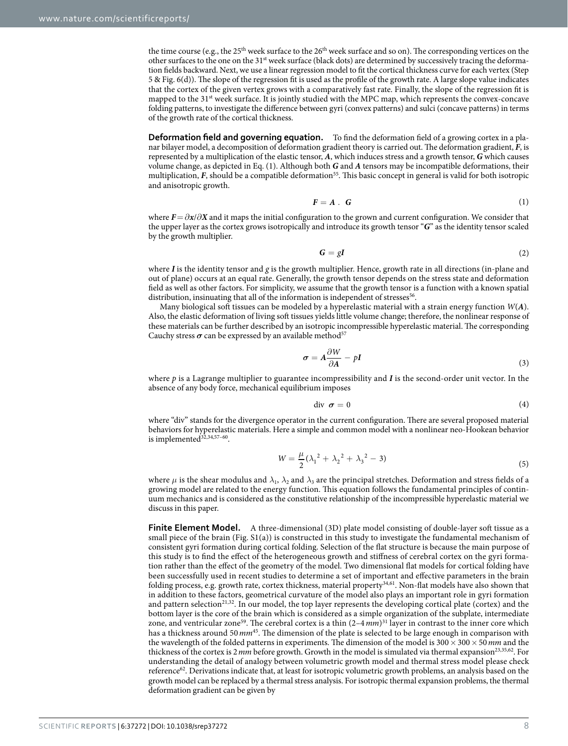the time course (e.g., the 25th week surface to the 26th week surface and so on). The corresponding vertices on the other surfaces to the one on the 31st week surface (black dots) are determined by successively tracing the deformation fields backward. Next, we use a linear regression model to fit the cortical thickness curve for each vertex (Step 5 & Fig. 6(d)). The slope of the regression fit is used as the profile of the growth rate. A large slope value indicates that the cortex of the given vertex grows with a comparatively fast rate. Finally, the slope of the regression fit is mapped to the 31st week surface. It is jointly studied with the MPC map, which represents the convex-concave folding patterns, to investigate the difference between gyri (convex patterns) and sulci (concave patterns) in terms of the growth rate of the cortical thickness.

**Deformation field and governing equation.** To find the deformation field of a growing cortex in a planar bilayer model, a decomposition of deformation gradient theory is carried out. The deformation gradient, $\boldsymbol{F}$, is represented by a multiplication of the elastic tensor, $\boldsymbol{A}$, which induces stress and a growth tensor, $\boldsymbol{G}$ which causes volume change, as depicted in Eq. (1). Although both $\boldsymbol{G}$ and $\boldsymbol{A}$ tensors may be incompatible deformations, their multiplication, $\boldsymbol{F}$, should be a compatible deformation[55]. This basic concept in general is valid for both isotropic and anisotropic growth.

$$\boldsymbol{F} = \boldsymbol{A} \cdot \boldsymbol{G} \tag{1}$$

where $\boldsymbol{F} = \partial \boldsymbol{x} / \partial \boldsymbol{X}$ and it maps the initial configuration to the grown and current configuration. We consider that the upper layer as the cortex grows isotropically and introduce its growth tensor "$\boldsymbol{G}$" as the identity tensor scaled by the growth multiplier.

$$\boldsymbol{G} = g\boldsymbol{I} \tag{2}$$

where $\boldsymbol{I}$ is the identity tensor and $g$ is the growth multiplier. Hence, growth rate in all directions (in-plane and out of plane) occurs at an equal rate. Generally, the growth tensor depends on the stress state and deformation field as well as other factors. For simplicity, we assume that the growth tensor is a function with a known spatial distribution, insinuating that all of the information is independent of stresses[56].

Many biological soft tissues can be modeled by a hyperelastic material with a strain energy function $W(\boldsymbol{A})$. Also, the elastic deformation of living soft tissues yields little volume change; therefore, the nonlinear response of these materials can be further described by an isotropic incompressible hyperelastic material. The corresponding Cauchy stress $\boldsymbol{\sigma}$ can be expressed by an available method[57]

$$\boldsymbol{\sigma} = \boldsymbol{A}\frac{\partial W}{\partial \boldsymbol{A}} - p\boldsymbol{I} \tag{3}$$

where $p$ is a Lagrange multiplier to guarantee incompressibility and $\boldsymbol{I}$ is the second-order unit vector. In the absence of any body force, mechanical equilibrium imposes

$$\text{div } \boldsymbol{\sigma} = 0 \tag{4}$$

where "div" stands for the divergence operator in the current configuration. There are several proposed material behaviors for hyperelastic materials. Here a simple and common model with a nonlinear neo-Hookean behavior is implemented[32,34,57–60].

$$W = \frac{\mu}{2}({\lambda_1}^2 + {\lambda_2}^2 + {\lambda_3}^2 - 3) \tag{5}$$

where $\mu$ is the shear modulus and $\lambda_1$, $\lambda_2$ and $\lambda_3$ are the principal stretches. Deformation and stress fields of a growing model are related to the energy function. This equation follows the fundamental principles of continuum mechanics and is considered as the constitutive relationship of the incompressible hyperelastic material we discuss in this paper.

**Finite Element Model.** A three-dimensional (3D) plate model consisting of double-layer soft tissue as a small piece of the brain (Fig. S1(a)) is constructed in this study to investigate the fundamental mechanism of consistent gyri formation during cortical folding. Selection of the flat structure is because the main purpose of this study is to find the effect of the heterogeneous growth and stiffness of cerebral cortex on the gyri formation rather than the effect of the geometry of the model. Two dimensional flat models for cortical folding have been successfully used in recent studies to determine a set of important and effective parameters in the brain folding process, e.g. growth rate, cortex thickness, material property[34,61]. Non-flat models have also shown that in addition to these factors, geometrical curvature of the model also plays an important role in gyri formation and pattern selection[21,32]. In our model, the top layer represents the developing cortical plate (cortex) and the bottom layer is the core of the brain which is considered as a simple organization of the subplate, intermediate zone, and ventricular zone[59]. The cerebral cortex is a thin (2–4 *mm*)[31] layer in contrast to the inner core which has a thickness around 50 *mm*[45]. The dimension of the plate is selected to be large enough in comparison with the wavelength of the folded patterns in experiments. The dimension of the model is 300 × 300 × 50 *mm* and the thickness of the cortex is 2 *mm* before growth. Growth in the model is simulated via thermal expansion[23,35,62]. For understanding the detail of analogy between volumetric growth model and thermal stress model please check reference[62]. Derivations indicate that, at least for isotropic volumetric growth problems, an analysis based on the growth model can be replaced by a thermal stress analysis. For isotropic thermal expansion problems, the thermal deformation gradient can be given by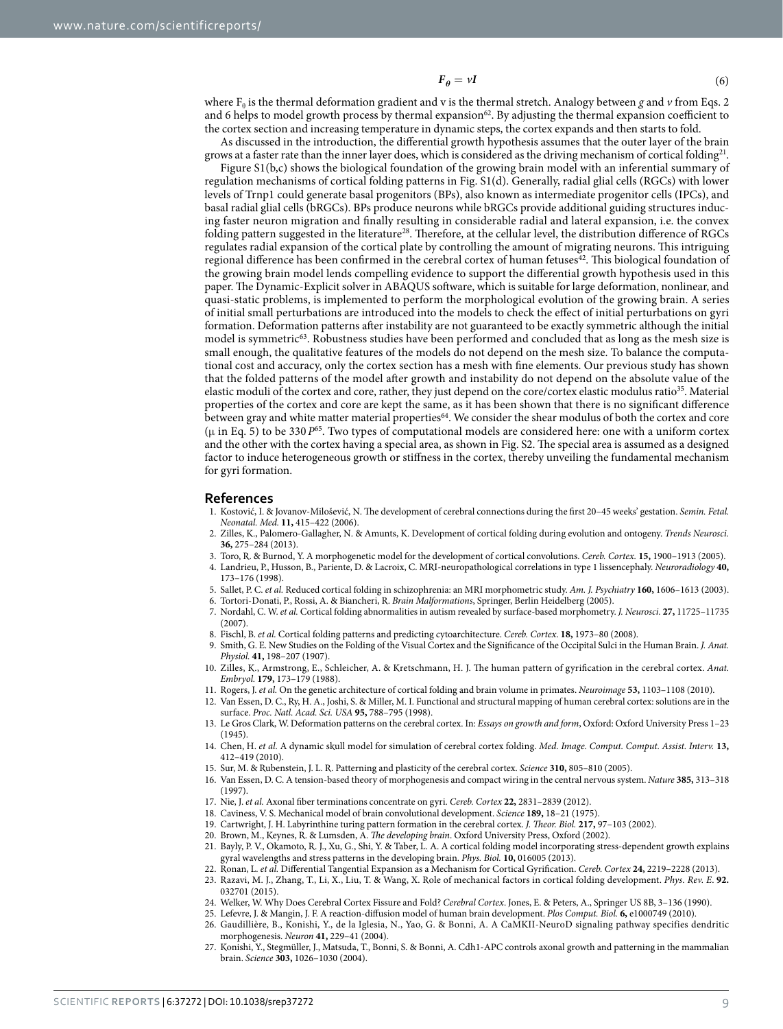$$F_{\theta} = vI \tag{6}$$

where $F_{\theta}$ is the thermal deformation gradient and v is the thermal stretch. Analogy between $g$ and $v$ from Eqs. 2 and 6 helps to model growth process by thermal expansion[62]. By adjusting the thermal expansion coefficient to the cortex section and increasing temperature in dynamic steps, the cortex expands and then starts to fold.

As discussed in the introduction, the differential growth hypothesis assumes that the outer layer of the brain grows at a faster rate than the inner layer does, which is considered as the driving mechanism of cortical folding[21].

Figure S1(b,c) shows the biological foundation of the growing brain model with an inferential summary of regulation mechanisms of cortical folding patterns in Fig. S1(d). Generally, radial glial cells (RGCs) with lower levels of Trnp1 could generate basal progenitors (BPs), also known as intermediate progenitor cells (IPCs), and basal radial glial cells (bRGCs). BPs produce neurons while bRGCs provide additional guiding structures inducing faster neuron migration and finally resulting in considerable radial and lateral expansion, i.e. the convex folding pattern suggested in the literature[28]. Therefore, at the cellular level, the distribution difference of RGCs regulates radial expansion of the cortical plate by controlling the amount of migrating neurons. This intriguing regional difference has been confirmed in the cerebral cortex of human fetuses[42]. This biological foundation of the growing brain model lends compelling evidence to support the differential growth hypothesis used in this paper. The Dynamic-Explicit solver in ABAQUS software, which is suitable for large deformation, nonlinear, and quasi-static problems, is implemented to perform the morphological evolution of the growing brain. A series of initial small perturbations are introduced into the models to check the effect of initial perturbations on gyri formation. Deformation patterns after instability are not guaranteed to be exactly symmetric although the initial model is symmetric[63]. Robustness studies have been performed and concluded that as long as the mesh size is small enough, the qualitative features of the models do not depend on the mesh size. To balance the computational cost and accuracy, only the cortex section has a mesh with fine elements. Our previous study has shown that the folded patterns of the model after growth and instability do not depend on the absolute value of the elastic moduli of the cortex and core, rather, they just depend on the core/cortex elastic modulus ratio[35]. Material properties of the cortex and core are kept the same, as it has been shown that there is no significant difference between gray and white matter material properties[64]. We consider the shear modulus of both the cortex and core (μ in Eq. 5) to be 330 *P*[65]. Two types of computational models are considered here: one with a uniform cortex and the other with the cortex having a special area, as shown in Fig. S2. The special area is assumed as a designed factor to induce heterogeneous growth or stiffness in the cortex, thereby unveiling the fundamental mechanism for gyri formation.

## References

1. Kostović, I. & Jovanov-Milošević, N. The development of cerebral connections during the first 20–45 weeks' gestation. *Semin. Fetal. Neonatal. Med.* **11,** 415–422 (2006).
2. Zilles, K., Palomero-Gallagher, N. & Amunts, K. Development of cortical folding during evolution and ontogeny. *Trends Neurosci.* **36,** 275–284 (2013).
3. Toro, R. & Burnod, Y. A morphogenetic model for the development of cortical convolutions. *Cereb. Cortex.* **15,** 1900–1913 (2005).
4. Landrieu, P., Husson, B., Pariente, D. & Lacroix, C. MRI-neuropathological correlations in type 1 lissencephaly. *Neuroradiology* **40,** 173–176 (1998).
5. Sallet, P. C. *et al.* Reduced cortical folding in schizophrenia: an MRI morphometric study. *Am. J. Psychiatry* **160,** 1606–1613 (2003).
6. Tortori-Donati, P., Rossi, A. & Biancheri, R. *Brain Malformations*, Springer, Berlin Heidelberg (2005).
7. Nordahl, C. W. *et al.* Cortical folding abnormalities in autism revealed by surface-based morphometry. *J. Neurosci.* **27,** 11725–11735 (2007).
8. Fischl, B. *et al.* Cortical folding patterns and predicting cytoarchitecture. *Cereb. Cortex*. **18,** 1973–80 (2008).
9. Smith, G. E. New Studies on the Folding of the Visual Cortex and the Significance of the Occipital Sulci in the Human Brain. *J. Anat. Physiol.* **41,** 198–207 (1907).
10. Zilles, K., Armstrong, E., Schleicher, A. & Kretschmann, H. J. The human pattern of gyrification in the cerebral cortex. *Anat. Embryol.* **179,** 173–179 (1988).
11. Rogers, J. *et al.* On the genetic architecture of cortical folding and brain volume in primates. *Neuroimage* **53,** 1103–1108 (2010).
12. Van Essen, D. C., Ry, H. A., Joshi, S. & Miller, M. I. Functional and structural mapping of human cerebral cortex: solutions are in the surface. *Proc. Natl. Acad. Sci. USA* **95,** 788–795 (1998).
13. Le Gros Clark, W. Deformation patterns on the cerebral cortex. In: *Essays on growth and form*, Oxford: Oxford University Press 1–23 (1945).
14. Chen, H. *et al.* A dynamic skull model for simulation of cerebral cortex folding. *Med. Image. Comput. Comput. Assist. Interv.* **13,** 412–419 (2010).
15. Sur, M. & Rubenstein, J. L. R. Patterning and plasticity of the cerebral cortex. *Science* **310,** 805–810 (2005).
16. Van Essen, D. C. A tension-based theory of morphogenesis and compact wiring in the central nervous system. *Nature* **385,** 313–318 (1997).
17. Nie, J. *et al.* Axonal fiber terminations concentrate on gyri. *Cereb. Cortex* **22,** 2831–2839 (2012).
18. Caviness, V. S. Mechanical model of brain convolutional development. *Science* **189,** 18–21 (1975).
19. Cartwright, J. H. Labyrinthine turing pattern formation in the cerebral cortex. *J. Theor. Biol.* **217,** 97–103 (2002).
20. Brown, M., Keynes, R. & Lumsden, A. *The developing brain*. Oxford University Press, Oxford (2002).
21. Bayly, P. V., Okamoto, R. J., Xu, G., Shi, Y. & Taber, L. A. A cortical folding model incorporating stress-dependent growth explains gyral wavelengths and stress patterns in the developing brain. *Phys. Biol.* **10,** 016005 (2013).
22. Ronan, L. *et al.* Differential Tangential Expansion as a Mechanism for Cortical Gyrification. *Cereb. Cortex* **24,** 2219–2228 (2013).
23. Razavi, M. J., Zhang, T., Li, X., Liu, T. & Wang, X. Role of mechanical factors in cortical folding development. *Phys. Rev. E.* **92.** 032701 (2015).
24. Welker, W. Why Does Cerebral Cortex Fissure and Fold? *Cerebral Cortex*. Jones, E. & Peters, A., Springer US 8B, 3–136 (1990).
25. Lefevre, J. & Mangin, J. F. A reaction-diffusion model of human brain development. *Plos Comput. Biol.* **6,** e1000749 (2010).
26. Gaudillière, B., Konishi, Y., de la Iglesia, N., Yao, G. & Bonni, A. A CaMKII-NeuroD signaling pathway specifies dendritic morphogenesis. *Neuron* **41,** 229–41 (2004).
27. Konishi, Y., Stegmüller, J., Matsuda, T., Bonni, S. & Bonni, A. Cdh1-APC controls axonal growth and patterning in the mammalian brain. *Science* **303,** 1026–1030 (2004).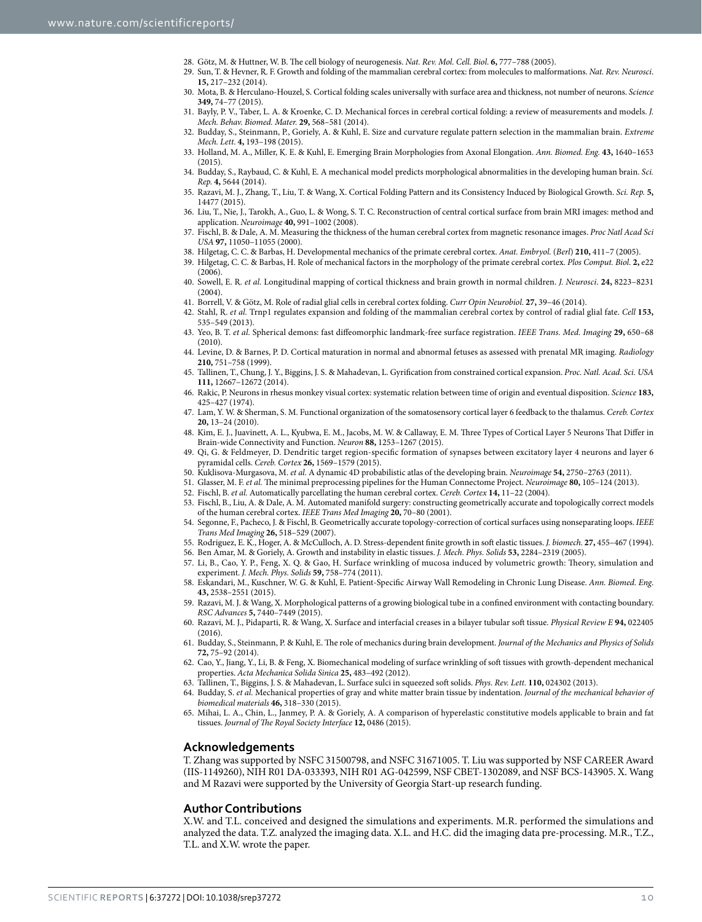28. Götz, M. & Huttner, W. B. The cell biology of neurogenesis. *Nat. Rev. Mol. Cell. Biol*. **6,** 777–788 (2005).
29. Sun, T. & Hevner, R. F. Growth and folding of the mammalian cerebral cortex: from molecules to malformations. *Nat. Rev. Neurosci*. **15,** 217–232 (2014).
30. Mota, B. & Herculano-Houzel, S. Cortical folding scales universally with surface area and thickness, not number of neurons. *Science* **349,** 74–77 (2015).
31. Bayly, P. V., Taber, L. A. & Kroenke, C. D. Mechanical forces in cerebral cortical folding: a review of measurements and models. *J. Mech. Behav. Biomed. Mater.* **29,** 568–581 (2014).
32. Budday, S., Steinmann, P., Goriely, A. & Kuhl, E. Size and curvature regulate pattern selection in the mammalian brain. *Extreme Mech. Lett*. **4,** 193–198 (2015).
33. Holland, M. A., Miller, K. E. & Kuhl, E. Emerging Brain Morphologies from Axonal Elongation. *Ann. Biomed. Eng.* **43,** 1640–1653 (2015).
34. Budday, S., Raybaud, C. & Kuhl, E. A mechanical model predicts morphological abnormalities in the developing human brain. *Sci. Rep.* **4,** 5644 (2014).
35. Razavi, M. J., Zhang, T., Liu, T. & Wang, X. Cortical Folding Pattern and its Consistency Induced by Biological Growth. *Sci. Rep.* **5,** 14477 (2015).
36. Liu, T., Nie, J., Tarokh, A., Guo, L. & Wong, S. T. C. Reconstruction of central cortical surface from brain MRI images: method and application. *Neuroimage* **40,** 991–1002 (2008).
37. Fischl, B. & Dale, A. M. Measuring the thickness of the human cerebral cortex from magnetic resonance images. *Proc Natl Acad Sci USA* **97,** 11050–11055 (2000).
38. Hilgetag, C. C. & Barbas, H. Developmental mechanics of the primate cerebral cortex. *Anat. Embryol.* (*Berl*) **210,** 411–7 (2005).
39. Hilgetag, C. C. & Barbas, H. Role of mechanical factors in the morphology of the primate cerebral cortex. *Plos Comput. Biol.* **2,** e22 (2006).
40. Sowell, E. R. *et al.* Longitudinal mapping of cortical thickness and brain growth in normal children. *J. Neurosci*. **24,** 8223–8231 (2004).
41. Borrell, V. & Götz, M. Role of radial glial cells in cerebral cortex folding. *Curr Opin Neurobiol*. **27,** 39–46 (2014).
42. Stahl, R. *et al.* Trnp1 regulates expansion and folding of the mammalian cerebral cortex by control of radial glial fate. *Cell* **153,** 535–549 (2013).
43. Yeo, B. T. *et al.* Spherical demons: fast diffeomorphic landmark-free surface registration. *IEEE Trans. Med. Imaging* **29,** 650–68 (2010).
44. Levine, D. & Barnes, P. D. Cortical maturation in normal and abnormal fetuses as assessed with prenatal MR imaging. *Radiology* **210,** 751–758 (1999).
45. Tallinen, T., Chung, J. Y., Biggins, J. S. & Mahadevan, L. Gyrification from constrained cortical expansion. *Proc. Natl. Acad. Sci. USA* **111,** 12667–12672 (2014).
46. Rakic, P. Neurons in rhesus monkey visual cortex: systematic relation between time of origin and eventual disposition. *Science* **183,** 425–427 (1974).
47. Lam, Y. W. & Sherman, S. M. Functional organization of the somatosensory cortical layer 6 feedback to the thalamus. *Cereb. Cortex* **20,** 13–24 (2010).
48. Kim, E. J., Juavinett, A. L., Kyubwa, E. M., Jacobs, M. W. & Callaway, E. M. Three Types of Cortical Layer 5 Neurons That Differ in Brain-wide Connectivity and Function. *Neuron* **88,** 1253–1267 (2015).
49. Qi, G. & Feldmeyer, D. Dendritic target region-specific formation of synapses between excitatory layer 4 neurons and layer 6 pyramidal cells. *Cereb. Cortex* **26,** 1569–1579 (2015).
50. Kuklisova-Murgasova, M. *et al.* A dynamic 4D probabilistic atlas of the developing brain. *Neuroimage* **54,** 2750–2763 (2011).
51. Glasser, M. F. *et al.* The minimal preprocessing pipelines for the Human Connectome Project. *Neuroimage* **80,** 105–124 (2013).
52. Fischl, B. *et al.* Automatically parcellating the human cerebral cortex. *Cereb. Cortex* **14,** 11–22 (2004).
53. Fischl, B., Liu, A. & Dale, A. M. Automated manifold surgery: constructing geometrically accurate and topologically correct models of the human cerebral cortex. *IEEE Trans Med Imaging* **20,** 70–80 (2001).
54. Segonne, F., Pacheco, J. & Fischl, B. Geometrically accurate topology-correction of cortical surfaces using nonseparating loops. *IEEE Trans Med Imaging* **26,** 518–529 (2007).
55. Rodriguez, E. K., Hoger, A. & McCulloch, A. D. Stress-dependent finite growth in soft elastic tissues. *J. biomech.* **27,** 455–467 (1994).
56. Ben Amar, M. & Goriely, A. Growth and instability in elastic tissues. *J. Mech. Phys. Solids* **53,** 2284–2319 (2005).
57. Li, B., Cao, Y. P., Feng, X. Q. & Gao, H. Surface wrinkling of mucosa induced by volumetric growth: Theory, simulation and experiment. *J. Mech. Phys. Solids* **59,** 758–774 (2011).
58. Eskandari, M., Kuschner, W. G. & Kuhl, E. Patient-Specific Airway Wall Remodeling in Chronic Lung Disease. *Ann. Biomed. Eng.* **43,** 2538–2551 (2015).
59. Razavi, M. J. & Wang, X. Morphological patterns of a growing biological tube in a confined environment with contacting boundary. *RSC Advances* **5,** 7440–7449 (2015).
60. Razavi, M. J., Pidaparti, R. & Wang, X. Surface and interfacial creases in a bilayer tubular soft tissue. *Physical Review E* **94,** 022405 (2016).
61. Budday, S., Steinmann, P. & Kuhl, E. The role of mechanics during brain development. *Journal of the Mechanics and Physics of Solids* **72,** 75–92 (2014).
62. Cao, Y., Jiang, Y., Li, B. & Feng, X. Biomechanical modeling of surface wrinkling of soft tissues with growth-dependent mechanical properties. *Acta Mechanica Solida Sinica* **25,** 483–492 (2012).
63. Tallinen, T., Biggins, J. S. & Mahadevan, L. Surface sulci in squeezed soft solids. *Phys. Rev. Lett.* **110,** 024302 (2013).
64. Budday, S. *et al.* Mechanical properties of gray and white matter brain tissue by indentation. *Journal of the mechanical behavior of biomedical materials* **46,** 318–330 (2015).
65. Mihai, L. A., Chin, L., Janmey, P. A. & Goriely, A. A comparison of hyperelastic constitutive models applicable to brain and fat tissues. *Journal of The Royal Society Interface* **12,** 0486 (2015).

## Acknowledgements

T. Zhang was supported by NSFC 31500798, and NSFC 31671005. T. Liu was supported by NSF CAREER Award (IIS-1149260), NIH R01 DA-033393, NIH R01 AG-042599, NSF CBET-1302089, and NSF BCS-143905. X. Wang and M Razavi were supported by the University of Georgia Start-up research funding.

## Author Contributions

X.W. and T.L. conceived and designed the simulations and experiments. M.R. performed the simulations and analyzed the data. T.Z. analyzed the imaging data. X.L. and H.C. did the imaging data pre-processing. M.R., T.Z., T.L. and X.W. wrote the paper.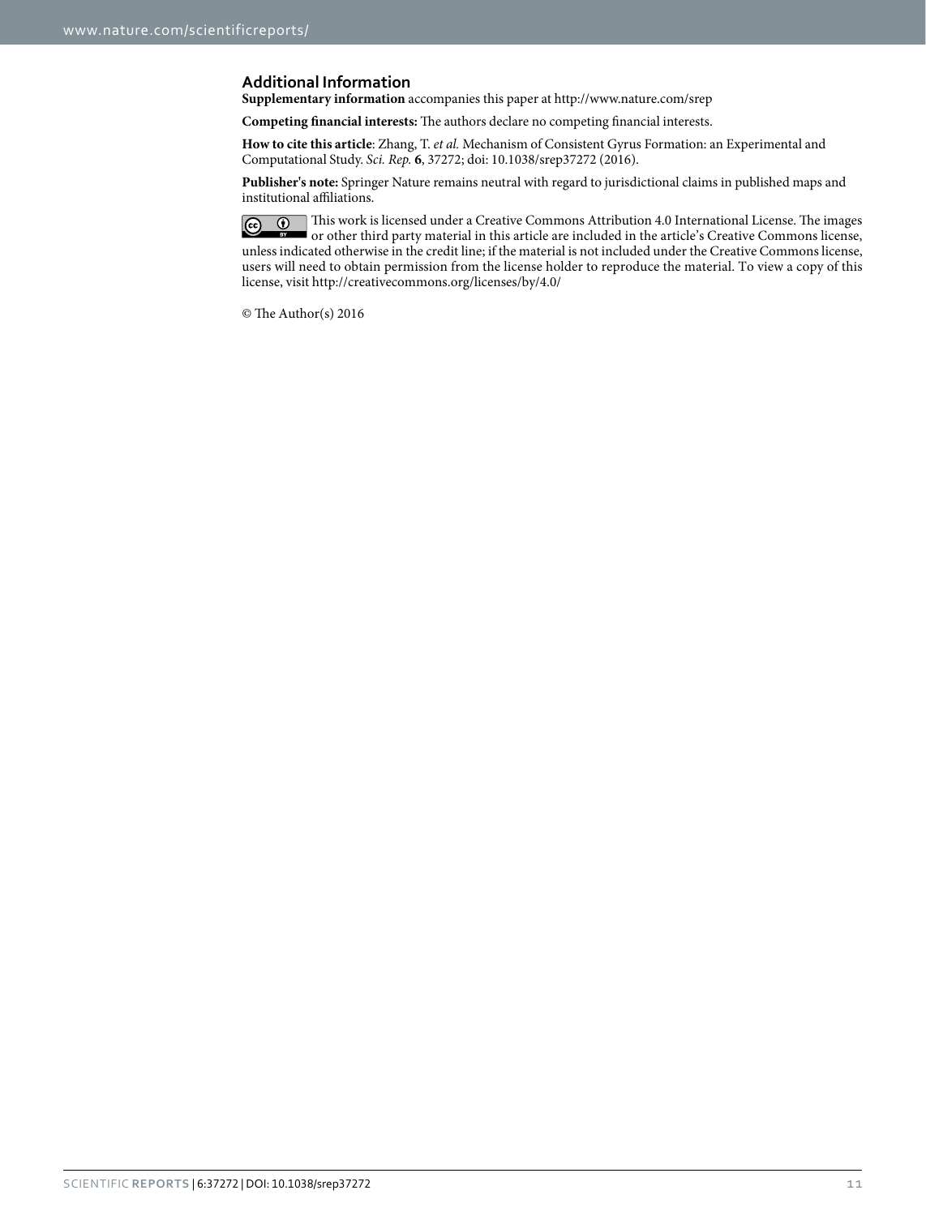## Additional Information

**Supplementary information** accompanies this paper at http://www.nature.com/srep

**Competing financial interests:** The authors declare no competing financial interests.

**How to cite this article**: Zhang, T. *et al.* Mechanism of Consistent Gyrus Formation: an Experimental and Computational Study. *Sci. Rep.* **6**, 37272; doi: 10.1038/srep37272 (2016).

**Publisher's note:** Springer Nature remains neutral with regard to jurisdictional claims in published maps and institutional affiliations.

This work is licensed under a Creative Commons Attribution 4.0 International License. The images or other third party material in this article are included in the article's Creative Commons license, unless indicated otherwise in the credit line; if the material is not included under the Creative Commons license, users will need to obtain permission from the license holder to reproduce the material. To view a copy of this license, visit http://creativecommons.org/licenses/by/4.0/

© The Author(s) 2016